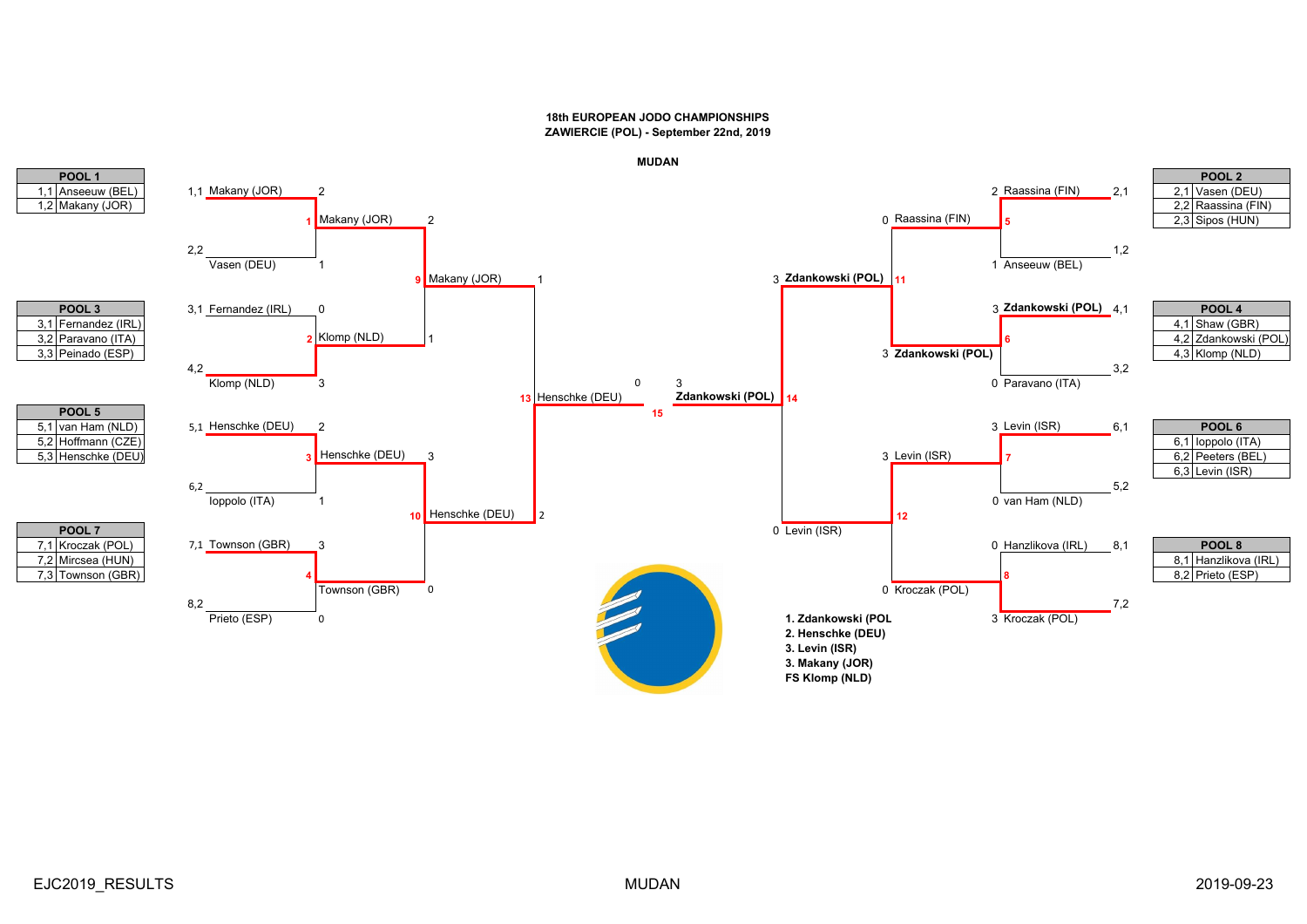**18th EUROPEAN JODO CHAMPIONSHIPS**
**ZAWIERCIE (POL) - September 22nd, 2019**

**MUDAN**

| POOL 1 | |
|---|---|
| 1,1 | Anseeuw (BEL) |
| 1,2 | Makany (JOR) |

| POOL 2 | |
|---|---|
| 2,1 | Vasen (DEU) |
| 2,2 | Raassina (FIN) |
| 2,3 | Sipos (HUN) |

| POOL 3 | |
|---|---|
| 3,1 | Fernandez (IRL) |
| 3,2 | Paravano (ITA) |
| 3,3 | Peinado (ESP) |

| POOL 4 | |
|---|---|
| 4,1 | Shaw (GBR) |
| 4,2 | Zdankowski (POL) |
| 4,3 | Klomp (NLD) |

| POOL 5 | |
|---|---|
| 5,1 | van Ham (NLD) |
| 5,2 | Hoffmann (CZE) |
| 5,3 | Henschke (DEU) |

| POOL 6 | |
|---|---|
| 6,1 | Ioppolo (ITA) |
| 6,2 | Peeters (BEL) |
| 6,3 | Levin (ISR) |

| POOL 7 | |
|---|---|
| 7,1 | Kroczak (POL) |
| 7,2 | Mircsea (HUN) |
| 7,3 | Townson (GBR) |

| POOL 8 | |
|---|---|
| 8,1 | Hanzlikova (IRL) |
| 8,2 | Prieto (ESP) |

| Match | Competitor A | Score | Competitor B | Score | Winner |
|---|---|---|---|---|---|
| 1 | 1,1 Makany (JOR) | 2 | 2,2 Vasen (DEU) | 1 | Makany (JOR) |
| 2 | 3,1 Fernandez (IRL) | 0 | 4,2 Klomp (NLD) | 3 | Klomp (NLD) |
| 3 | 5,1 Henschke (DEU) | 2 | 6,2 Ioppolo (ITA) | 1 | Henschke (DEU) |
| 4 | 7,1 Townson (GBR) | 3 | 8,2 Prieto (ESP) | 0 | Townson (GBR) |
| 5 | 2,1 Raassina (FIN) | 2 | 1,2 Anseeuw (BEL) | 1 | Raassina (FIN) |
| 6 | 4,1 Zdankowski (POL) | 3 | 3,2 Paravano (ITA) | 0 | Zdankowski (POL) |
| 7 | 6,1 Levin (ISR) | 3 | 5,2 van Ham (NLD) | 0 | Levin (ISR) |
| 8 | 8,1 Hanzlikova (IRL) | 0 | 7,2 Kroczak (POL) | 3 | Kroczak (POL) |
| 9 | Makany (JOR) | 2 | Klomp (NLD) | 1 | Makany (JOR) |
| 10 | Henschke (DEU) | 3 | Townson (GBR) | 0 | Henschke (DEU) |
| 11 | Raassina (FIN) | 0 | Zdankowski (POL) | 3 | Zdankowski (POL) |
| 12 | Levin (ISR) | 3 | Kroczak (POL) | 0 | Levin (ISR) |
| 13 | Makany (JOR) | 1 | Henschke (DEU) | 2 | Henschke (DEU) |
| 14 | Zdankowski (POL) | 3 | Levin (ISR) | 0 | Zdankowski (POL) |
| 15 | Henschke (DEU) | 0 | Zdankowski (POL) | 3 | Zdankowski (POL) |

**1. Zdankowski (POL**
**2. Henschke (DEU)**
**3. Levin (ISR)**
**3. Makany (JOR)**
**FS Klomp (NLD)**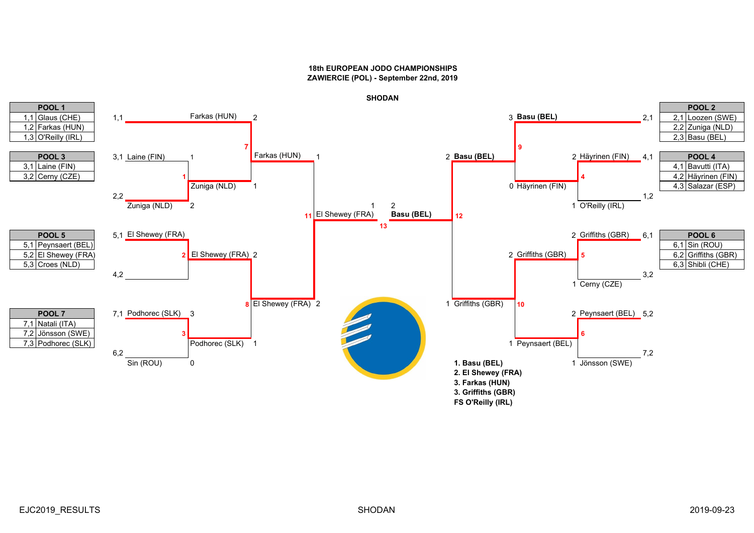**18th EUROPEAN JODO CHAMPIONSHIPS**
**ZAWIERCIE (POL) - September 22nd, 2019**

**SHODAN**

| POOL 1 | |
|---|---|
| 1,1 | Glaus (CHE) |
| 1,2 | Farkas (HUN) |
| 1,3 | O'Reilly (IRL) |

| POOL 2 | |
|---|---|
| 2,1 | Loozen (SWE) |
| 2,2 | Zuniga (NLD) |
| 2,3 | Basu (BEL) |

| POOL 3 | |
|---|---|
| 3,1 | Laine (FIN) |
| 3,2 | Cerny (CZE) |

| POOL 4 | |
|---|---|
| 4,1 | Bavutti (ITA) |
| 4,2 | Häyrinen (FIN) |
| 4,3 | Salazar (ESP) |

| POOL 5 | |
|---|---|
| 5,1 | Peynsaert (BEL) |
| 5,2 | El Shewey (FRA) |
| 5,3 | Croes (NLD) |

| POOL 6 | |
|---|---|
| 6,1 | Sin (ROU) |
| 6,2 | Griffiths (GBR) |
| 6,3 | Shibli (CHE) |

| POOL 7 | |
|---|---|
| 7,1 | Natali (ITA) |
| 7,2 | Jönsson (SWE) |
| 7,3 | Podhorec (SLK) |

| Match | Competitor 1 | Score | Competitor 2 | Score | Winner |
|---|---|---|---|---|---|
| 1 | Laine (FIN) (3,1) | 1 | Zuniga (NLD) (2,2) | 2 | Zuniga (NLD) |
| 2 | El Shewey (FRA) (5,1) | | (4,2) | | El Shewey (FRA) |
| 3 | Podhorec (SLK) (7,1) | 3 | Sin (ROU) (6,2) | 0 | Podhorec (SLK) |
| 4 | Häyrinen (FIN) (4,1) | 2 | O'Reilly (IRL) (1,2) | 1 | Häyrinen (FIN) |
| 5 | Griffiths (GBR) (6,1) | 2 | Cerny (CZE) (3,2) | 1 | Griffiths (GBR) |
| 6 | Peynsaert (BEL) (5,2) | 2 | Jönsson (SWE) (7,2) | 1 | Peynsaert (BEL) |
| 7 | Farkas (HUN) (1,1) | 2 | Zuniga (NLD) | 1 | Farkas (HUN) |
| 8 | El Shewey (FRA) | 2 | Podhorec (SLK) | 1 | El Shewey (FRA) |
| 9 | Basu (BEL) (2,1) | 3 | Häyrinen (FIN) | 0 | Basu (BEL) |
| 10 | Griffiths (GBR) | 2 | Peynsaert (BEL) | 1 | Griffiths (GBR) |
| 11 | Farkas (HUN) | 1 | El Shewey (FRA) | 2 | El Shewey (FRA) |
| 12 | Basu (BEL) | 2 | Griffiths (GBR) | 1 | Basu (BEL) |
| 13 | El Shewey (FRA) | 1 | **Basu (BEL)** | 2 | **Basu (BEL)** |

1. **Basu (BEL)**
2. **El Shewey (FRA)**
3. **Farkas (HUN)**
3. **Griffiths (GBR)**

**FS O'Reilly (IRL)**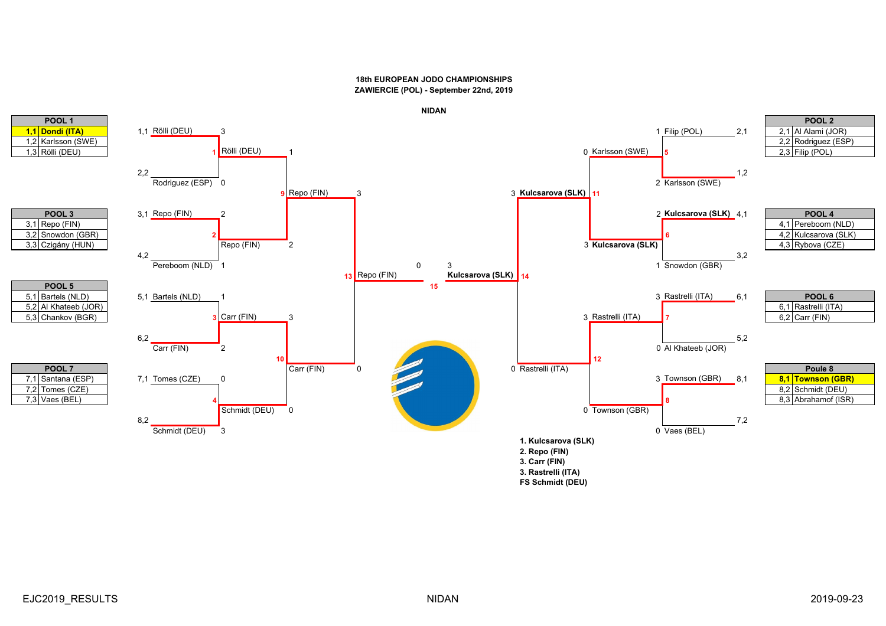**18th EUROPEAN JODO CHAMPIONSHIPS**
**ZAWIERCIE (POL) - September 22nd, 2019**

**NIDAN**

| POOL 1 | |
|---|---|
| **1,1** | **Dondi (ITA)** |
| 1,2 | Karlsson (SWE) |
| 1,3 | Rölli (DEU) |

| POOL 2 | |
|---|---|
| 2,1 | Al Alami (JOR) |
| 2,2 | Rodriguez (ESP) |
| 2,3 | Filip (POL) |

| POOL 3 | |
|---|---|
| 3,1 | Repo (FIN) |
| 3,2 | Snowdon (GBR) |
| 3,3 | Czigány (HUN) |

| POOL 4 | |
|---|---|
| 4,1 | Pereboom (NLD) |
| 4,2 | Kulcsarova (SLK) |
| 4,3 | Rybova (CZE) |

| POOL 5 | |
|---|---|
| 5,1 | Bartels (NLD) |
| 5,2 | Al Khateeb (JOR) |
| 5,3 | Chankov (BGR) |

| POOL 6 | |
|---|---|
| 6,1 | Rastrelli (ITA) |
| 6,2 | Carr (FIN) |

| POOL 7 | |
|---|---|
| 7,1 | Santana (ESP) |
| 7,2 | Tomes (CZE) |
| 7,3 | Vaes (BEL) |

| Poule 8 | |
|---|---|
| **8,1** | **Townson (GBR)** |
| 8,2 | Schmidt (DEU) |
| 8,3 | Abrahamof (ISR) |

| Match | Competitor 1 | Score | Competitor 2 | Score | Winner |
|---|---|---|---|---|---|
| 1 | Rölli (DEU) (1,1) | 3 | Rodriguez (ESP) (2,2) | 0 | Rölli (DEU) |
| 2 | Repo (FIN) (3,1) | 2 | Pereboom (NLD) (4,2) | 1 | Repo (FIN) |
| 3 | Bartels (NLD) (5,1) | 1 | Carr (FIN) (6,2) | 2 | Carr (FIN) |
| 4 | Tomes (CZE) (7,1) | 0 | Schmidt (DEU) (8,2) | 3 | Schmidt (DEU) |
| 5 | Filip (POL) (2,1) | 1 | Karlsson (SWE) (1,2) | 2 | Karlsson (SWE) |
| 6 | Kulcsarova (SLK) (4,1) | 2 | Snowdon (GBR) (3,2) | 1 | Kulcsarova (SLK) |
| 7 | Rastrelli (ITA) (6,1) | 3 | Al Khateeb (JOR) (5,2) | 0 | Rastrelli (ITA) |
| 8 | Townson (GBR) (8,1) | 3 | Vaes (BEL) (7,2) | 0 | Townson (GBR) |
| 9 | Rölli (DEU) | 1 | Repo (FIN) | 2 | Repo (FIN) |
| 10 | Carr (FIN) | 3 | Schmidt (DEU) | 0 | Carr (FIN) |
| 11 | Karlsson (SWE) | 0 | Kulcsarova (SLK) | 3 | Kulcsarova (SLK) |
| 12 | Rastrelli (ITA) | 3 | Townson (GBR) | 0 | Rastrelli (ITA) |
| 13 | Repo (FIN) | 3 | Carr (FIN) | 0 | Repo (FIN) |
| 14 | Kulcsarova (SLK) | 3 | Rastrelli (ITA) | 0 | Kulcsarova (SLK) |
| 15 | Repo (FIN) | 0 | Kulcsarova (SLK) | 3 | Kulcsarova (SLK) |

**1. Kulcsarova (SLK)**
**2. Repo (FIN)**
**3. Carr (FIN)**
**3. Rastrelli (ITA)**
**FS Schmidt (DEU)**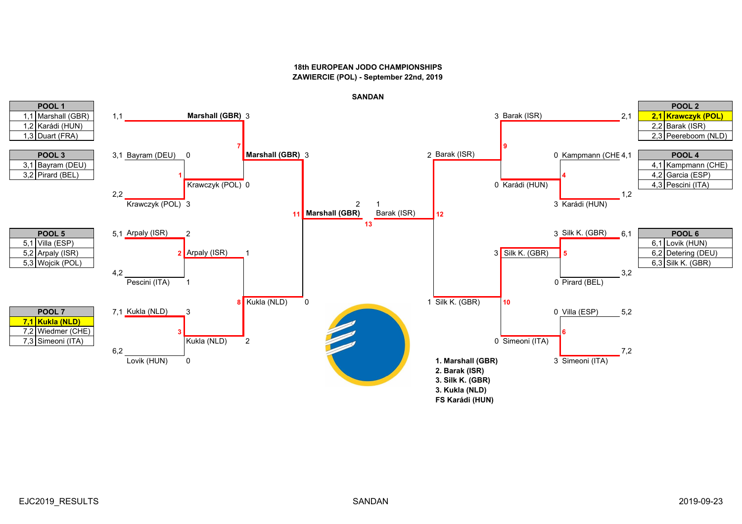**18th EUROPEAN JODO CHAMPIONSHIPS**
**ZAWIERCIE (POL) - September 22nd, 2019**

**SANDAN**

| POOL 1 | |
|---|---|
| 1,1 | Marshall (GBR) |
| 1,2 | Karádi (HUN) |
| 1,3 | Duart (FRA) |

| POOL 2 | |
|---|---|
| **2,1** | **Krawczyk (POL)** |
| 2,2 | Barak (ISR) |
| 2,3 | Peereboom (NLD) |

| POOL 3 | |
|---|---|
| 3,1 | Bayram (DEU) |
| 3,2 | Pirard (BEL) |

| POOL 4 | |
|---|---|
| 4,1 | Kampmann (CHE) |
| 4,2 | Garcia (ESP) |
| 4,3 | Pescini (ITA) |

| POOL 5 | |
|---|---|
| 5,1 | Villa (ESP) |
| 5,2 | Arpaly (ISR) |
| 5,3 | Wojcik (POL) |

| POOL 6 | |
|---|---|
| 6,1 | Lovik (HUN) |
| 6,2 | Detering (DEU) |
| 6,3 | Silk K. (GBR) |

| POOL 7 | |
|---|---|
| **7,1** | **Kukla (NLD)** |
| 7,2 | Wiedmer (CHE) |
| 7,3 | Simeoni (ITA) |

| Match | Competitor | Score | Competitor | Score | Winner |
|---|---|---|---|---|---|
| 1 | 3,1 Bayram (DEU) | 0 | 2,2 Krawczyk (POL) | 3 | Krawczyk (POL) |
| 2 | 5,1 Arpaly (ISR) | 2 | 4,2 Pescini (ITA) | 1 | Arpaly (ISR) |
| 3 | 7,1 Kukla (NLD) | 3 | 6,2 Lovik (HUN) | 0 | Kukla (NLD) |
| 4 | 4,1 Kampmann (CHE) | 0 | 1,2 Karádi (HUN) | 3 | Karádi (HUN) |
| 5 | 6,1 Silk K. (GBR) | 3 | 3,2 Pirard (BEL) | 0 | Silk K. (GBR) |
| 6 | 5,2 Villa (ESP) | 0 | 7,2 Simeoni (ITA) | 3 | Simeoni (ITA) |
| 7 | 1,1 Marshall (GBR) | 3 | Krawczyk (POL) | 0 | Marshall (GBR) |
| 8 | Arpaly (ISR) | 1 | Kukla (NLD) | 2 | Kukla (NLD) |
| 9 | 2,1 Barak (ISR) | 3 | Karádi (HUN) | 0 | Barak (ISR) |
| 10 | Silk K. (GBR) | 3 | Simeoni (ITA) | 0 | Silk K. (GBR) |
| 11 | Marshall (GBR) | 3 | Kukla (NLD) | 0 | Marshall (GBR) |
| 12 | Barak (ISR) | 2 | Silk K. (GBR) | 1 | Barak (ISR) |
| 13 | Marshall (GBR) | 2 | Barak (ISR) | 1 | Marshall (GBR) |

**1. Marshall (GBR)**
**2. Barak (ISR)**
**3. Silk K. (GBR)**
**3. Kukla (NLD)**
**FS Karádi (HUN)**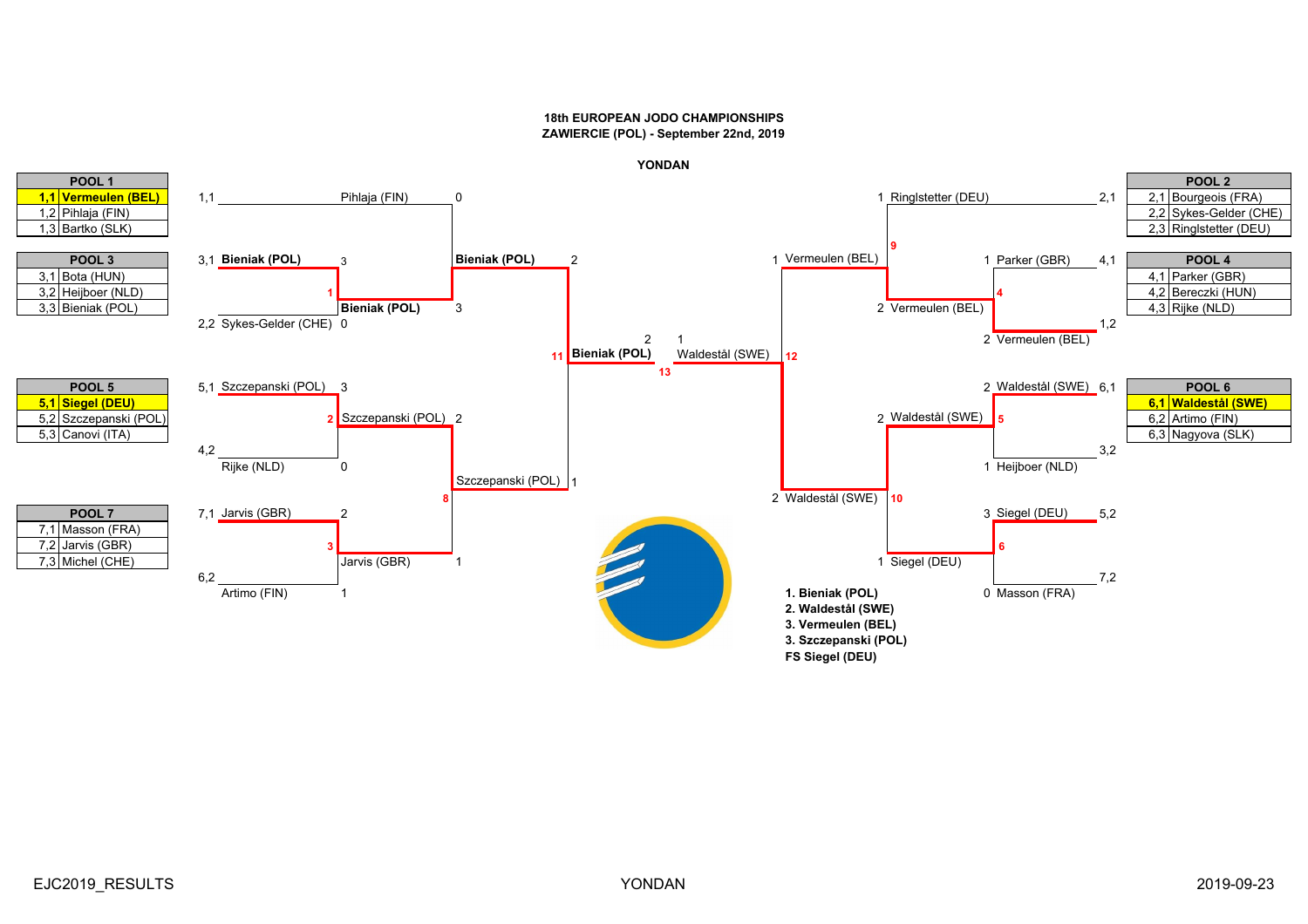**18th EUROPEAN JODO CHAMPIONSHIPS**
**ZAWIERCIE (POL) - September 22nd, 2019**

**YONDAN**

| POOL 1 | |
|---|---|
| **1,1** | **Vermeulen (BEL)** |
| 1,2 | Pihlaja (FIN) |
| 1,3 | Bartko (SLK) |

| POOL 2 | |
|---|---|
| 2,1 | Bourgeois (FRA) |
| 2,2 | Sykes-Gelder (CHE) |
| 2,3 | Ringlstetter (DEU) |

| POOL 3 | |
|---|---|
| 3,1 | Bota (HUN) |
| 3,2 | Heijboer (NLD) |
| 3,3 | Bieniak (POL) |

| POOL 4 | |
|---|---|
| 4,1 | Parker (GBR) |
| 4,2 | Bereczki (HUN) |
| 4,3 | Rijke (NLD) |

| POOL 5 | |
|---|---|
| **5,1** | **Siegel (DEU)** |
| 5,2 | Szczepanski (POL) |
| 5,3 | Canovi (ITA) |

| POOL 6 | |
|---|---|
| **6,1** | **Waldestål (SWE)** |
| 6,2 | Artimo (FIN) |
| 6,3 | Nagyova (SLK) |

| POOL 7 | |
|---|---|
| 7,1 | Masson (FRA) |
| 7,2 | Jarvis (GBR) |
| 7,3 | Michel (CHE) |

## Bracket

| Match | Competitor 1 | Score | Competitor 2 | Score | Winner |
|---|---|---|---|---|---|
| 1 | 3,1 Bieniak (POL) | 3 | 2,2 Sykes-Gelder (CHE) | 0 | Bieniak (POL) |
| 2 | 5,1 Szczepanski (POL) | 3 | 4,2 Rijke (NLD) | 0 | Szczepanski (POL) |
| 3 | 7,1 Jarvis (GBR) | 2 | 6,2 Artimo (FIN) | 1 | Jarvis (GBR) |
| 4 | 4,1 Parker (GBR) | 1 | 1,2 Vermeulen (BEL) | 2 | Vermeulen (BEL) |
| 5 | 6,1 Waldestål (SWE) | 2 | 3,2 Heijboer (NLD) | 1 | Waldestål (SWE) |
| 6 | 5,2 Siegel (DEU) | 3 | 7,2 Masson (FRA) | 0 | Siegel (DEU) |
| 8 | Szczepanski (POL) | 2 | Jarvis (GBR) | 1 | Szczepanski (POL) |
| 9 | 2,1 Ringlstetter (DEU) | 1 | Vermeulen (BEL) | 2 | Vermeulen (BEL) |
| 10 | Waldestål (SWE) | 2 | Siegel (DEU) | 1 | Waldestål (SWE) |
| 11 | 1,1 Pihlaja (FIN) | 0 | Bieniak (POL) | 3 | Bieniak (POL) |
| 11 | Bieniak (POL) | 2 | Szczepanski (POL) | 1 | Bieniak (POL) |
| 12 | Vermeulen (BEL) | 1 | Waldestål (SWE) | 2 | Waldestål (SWE) |
| 13 | Bieniak (POL) | 2 | Waldestål (SWE) | 1 | Bieniak (POL) |

**1. Bieniak (POL)**
**2. Waldestål (SWE)**
**3. Vermeulen (BEL)**
**3. Szczepanski (POL)**
**FS Siegel (DEU)**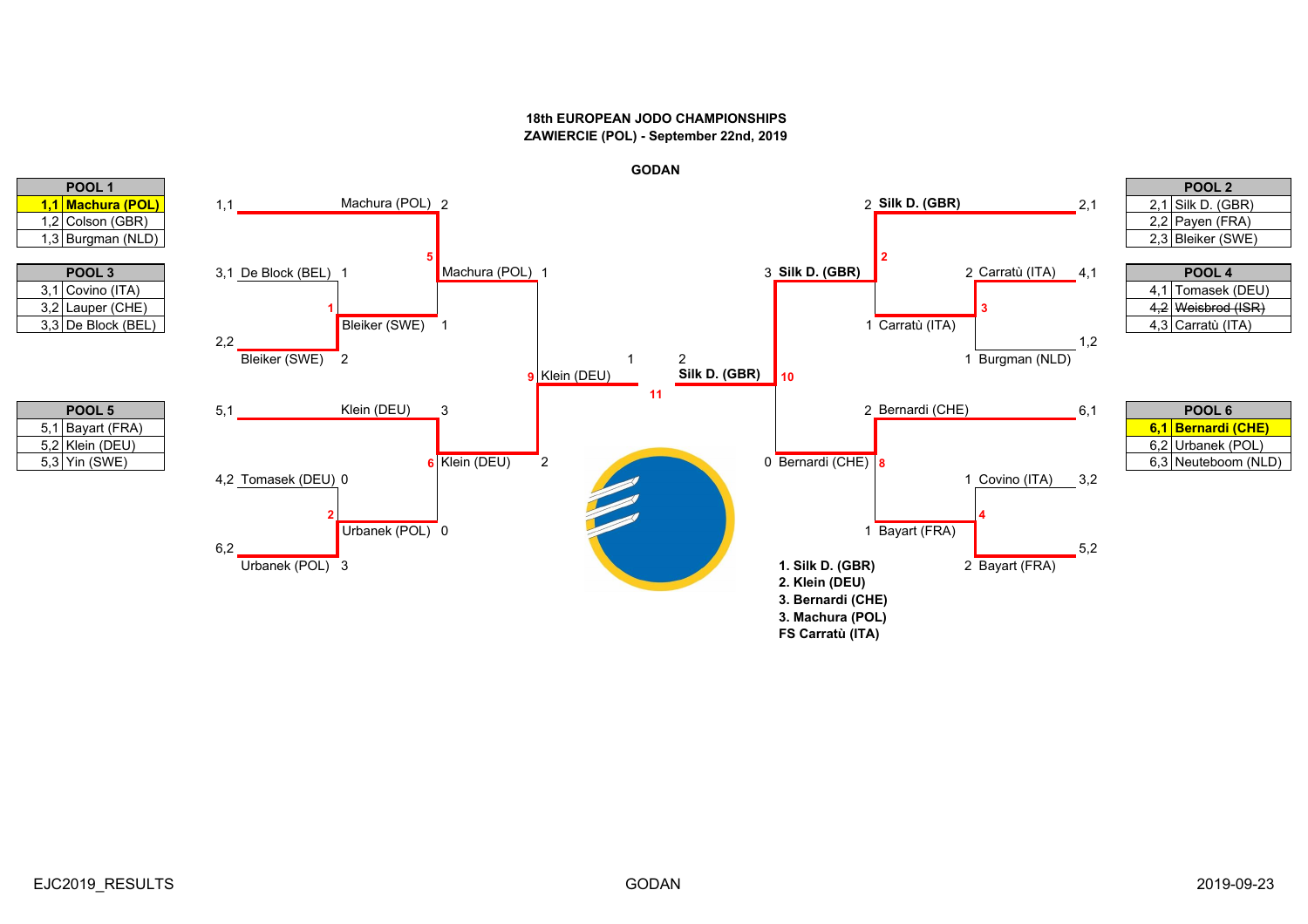# 18th EUROPEAN JODO CHAMPIONSHIPS
## ZAWIERCIE (POL) - September 22nd, 2019

### GODAN

| POOL 1 | |
|---|---|
| **1,1** | **Machura (POL)** |
| 1,2 | Colson (GBR) |
| 1,3 | Burgman (NLD) |

| POOL 2 | |
|---|---|
| 2,1 | Silk D. (GBR) |
| 2,2 | Payen (FRA) |
| 2,3 | Bleiker (SWE) |

| POOL 3 | |
|---|---|
| 3,1 | Covino (ITA) |
| 3,2 | Lauper (CHE) |
| 3,3 | De Block (BEL) |

| POOL 4 | |
|---|---|
| 4,1 | Tomasek (DEU) |
| ~~4,2~~ | ~~Weisbrod (ISR)~~ |
| 4,3 | Carratù (ITA) |

| POOL 5 | |
|---|---|
| 5,1 | Bayart (FRA) |
| 5,2 | Klein (DEU) |
| 5,3 | Yin (SWE) |

| POOL 6 | |
|---|---|
| **6,1** | **Bernardi (CHE)** |
| 6,2 | Urbanek (POL) |
| 6,3 | Neuteboom (NLD) |

**Bracket**

| Match | Competitor A | Score | Competitor B | Score | Winner |
|---|---|---|---|---|---|
| 1 | 3,1 De Block (BEL) | 1 | 2,2 Bleiker (SWE) | 2 | Bleiker (SWE) |
| 2 | 4,2 Tomasek (DEU) | 0 | 6,2 Urbanek (POL) | 3 | Urbanek (POL) |
| 3 | 4,1 Carratù (ITA) | 2 | 1,2 Burgman (NLD) | 1 | Carratù (ITA) |
| 4 | 3,2 Covino (ITA) | 1 | 5,2 Bayart (FRA) | 2 | Bayart (FRA) |
| 5 | 1,1 Machura (POL) | 2 | Bleiker (SWE) | 1 | Machura (POL) |
| 6 | 5,1 Klein (DEU) | 3 | Urbanek (POL) | 0 | Klein (DEU) |
| 2 | 2,1 Silk D. (GBR) | 2 | Carratù (ITA) | 1 | Silk D. (GBR) |
| 8 | 6,1 Bernardi (CHE) | 2 | Bayart (FRA) | 1 | Bernardi (CHE) |
| 9 | Machura (POL) | 1 | Klein (DEU) | 2 | Klein (DEU) |
| 10 | Silk D. (GBR) | 3 | Bernardi (CHE) | 0 | Silk D. (GBR) |
| 11 | Klein (DEU) | 1 | Silk D. (GBR) | 2 | **Silk D. (GBR)** |

**1. Silk D. (GBR)**
**2. Klein (DEU)**
**3. Bernardi (CHE)**
**3. Machura (POL)**
**FS Carratù (ITA)**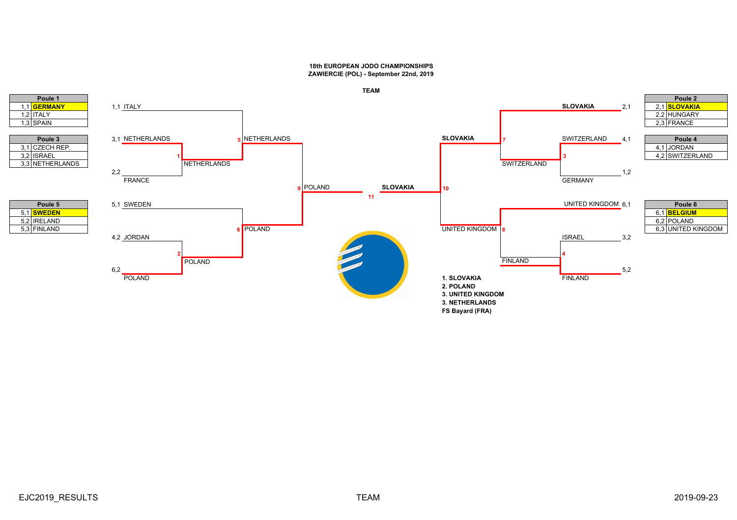**18th EUROPEAN JODO CHAMPIONSHIPS**
**ZAWIERCIE (POL) - September 22nd, 2019**

**TEAM**

| Poule 1 | |
|---|---|
| 1,1 | **GERMANY** |
| 1,2 | ITALY |
| 1,3 | SPAIN |

| Poule 3 | |
|---|---|
| 3,1 | CZECH REP. |
| 3,2 | ISRAEL |
| 3,3 | NETHERLANDS |

| Poule 5 | |
|---|---|
| 5,1 | **SWEDEN** |
| 5,2 | IRELAND |
| 5,3 | FINLAND |

| Poule 2 | |
|---|---|
| 2,1 | **SLOVAKIA** |
| 2,2 | HUNGARY |
| 2,3 | FRANCE |

| Poule 4 | |
|---|---|
| 4,1 | JORDAN |
| 4,2 | SWITZERLAND |

| Poule 6 | |
|---|---|
| 6,1 | **BELGIUM** |
| 6,2 | POLAND |
| 6,3 | UNITED KINGDOM |

1,1 ITALY
3,1 NETHERLANDS
2,2 FRANCE
1 NETHERLANDS
5 NETHERLANDS

5,1 SWEDEN
4,2 JORDAN
6,2 POLAND
2 POLAND
6 POLAND

9 POLAND

11 **SLOVAKIA**

SLOVAKIA 2,1
SWITZERLAND 4,1
GERMANY 1,2
3 SWITZERLAND
7 **SLOVAKIA**

UNITED KINGDOM 6,1
ISRAEL 3,2
FINLAND 5,2
4 FINLAND
8 UNITED KINGDOM

10 **SLOVAKIA**

**1. SLOVAKIA**
**2. POLAND**
**3. UNITED KINGDOM**
**3. NETHERLANDS**
**FS Bayard (FRA)**